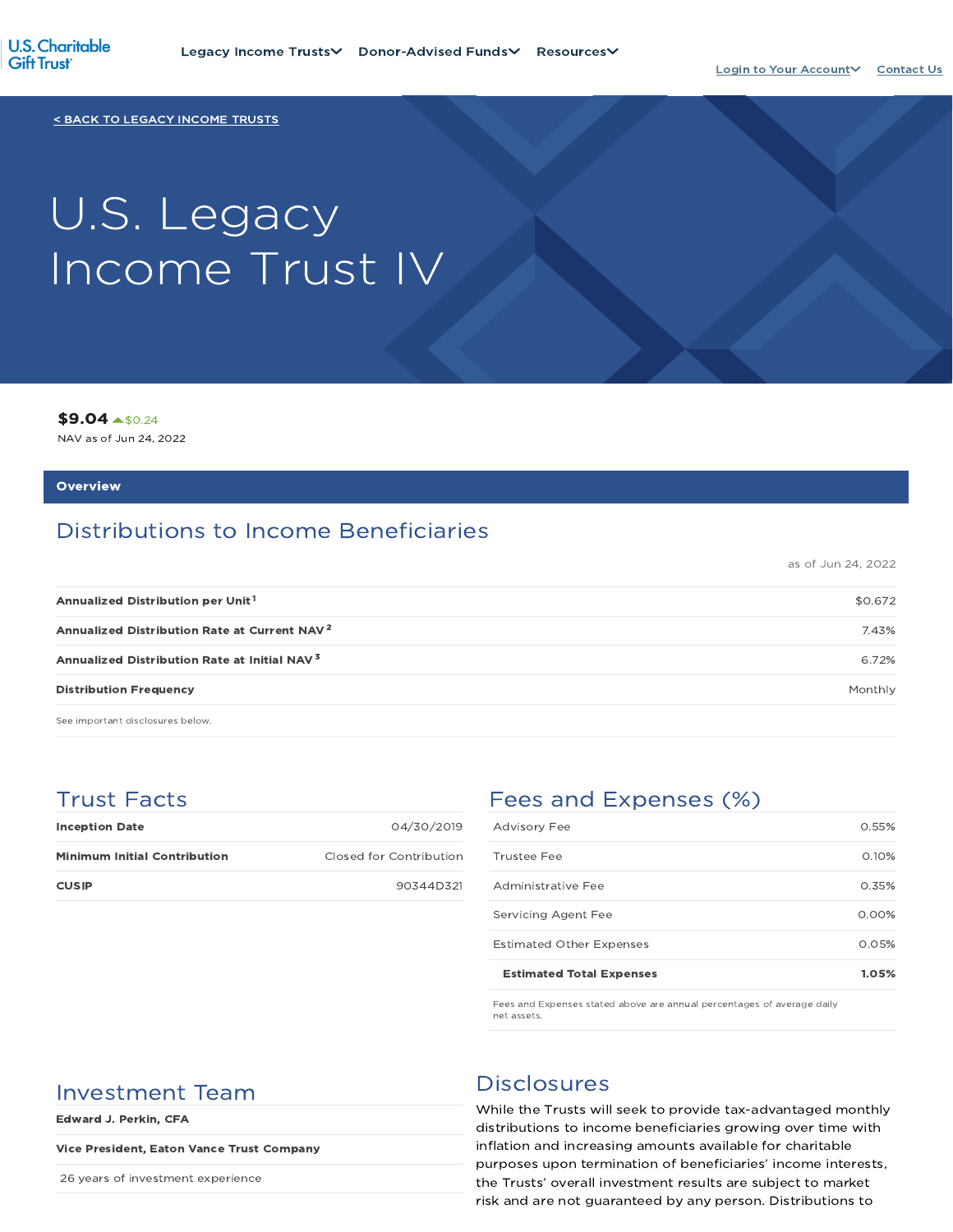U.S. Charitable Gift Trust

Legacy Income Trusts Donor-Advised Funds Resources

Login to Your Account Contact Us

< BACK TO LEGACY INCOME TRUSTS

# U.S. Legacy Income Trust IV

**$9.04** ▲$0.24

NAV as of Jun 24, 2022

## Overview

### Distributions to Income Beneficiaries

as of Jun 24, 2022

| | |
|---|---|
| **Annualized Distribution per Unit** [1] | $0.672 |
| **Annualized Distribution Rate at Current NAV** [2] | 7.43% |
| **Annualized Distribution Rate at Initial NAV** [3] | 6.72% |
| **Distribution Frequency** | Monthly |

See important disclosures below.

### Trust Facts

| | |
|---|---|
| **Inception Date** | 04/30/2019 |
| **Minimum Initial Contribution** | Closed for Contribution |
| **CUSIP** | 90344D321 |

### Fees and Expenses (%)

| | |
|---|---|
| Advisory Fee | 0.55% |
| Trustee Fee | 0.10% |
| Administrative Fee | 0.35% |
| Servicing Agent Fee | 0.00% |
| Estimated Other Expenses | 0.05% |
| **Estimated Total Expenses** | **1.05%** |

Fees and Expenses stated above are annual percentages of average daily net assets.

### Investment Team

**Edward J. Perkin, CFA**

**Vice President, Eaton Vance Trust Company**

26 years of investment experience

### Disclosures

While the Trusts will seek to provide tax-advantaged monthly distributions to income beneficiaries growing over time with inflation and increasing amounts available for charitable purposes upon termination of beneficiaries' income interests, the Trusts' overall investment results are subject to market risk and are not guaranteed by any person. Distributions to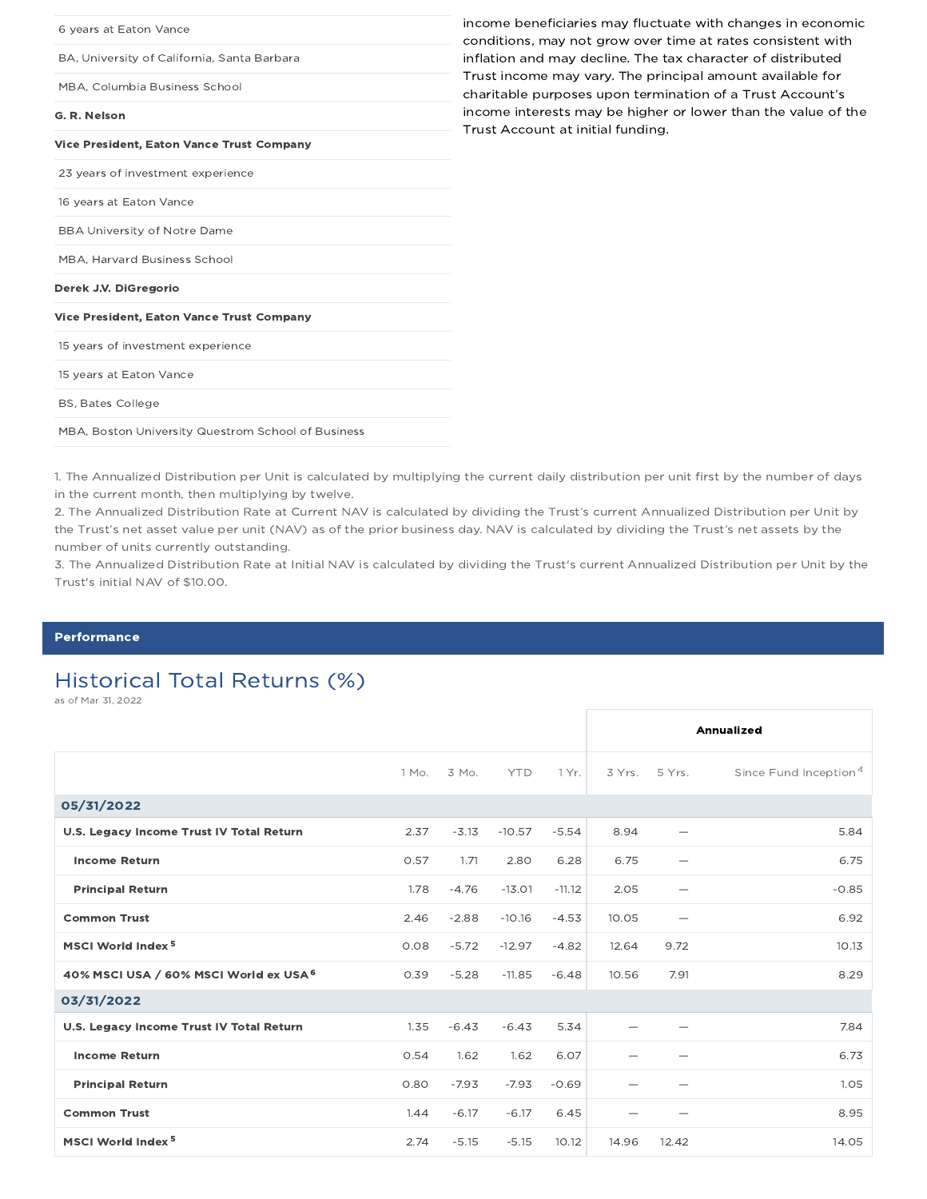| |
|---|
| 6 years at Eaton Vance |
| BA, University of California, Santa Barbara |
| MBA, Columbia Business School |
| **G. R. Nelson** |
| **Vice President, Eaton Vance Trust Company** |
| 23 years of investment experience |
| 16 years at Eaton Vance |
| BBA University of Notre Dame |
| MBA, Harvard Business School |
| **Derek J.V. DiGregorio** |
| **Vice President, Eaton Vance Trust Company** |
| 15 years of investment experience |
| 15 years at Eaton Vance |
| BS, Bates College |
| MBA, Boston University Questrom School of Business |

income beneficiaries may fluctuate with changes in economic conditions, may not grow over time at rates consistent with inflation and may decline. The tax character of distributed Trust income may vary. The principal amount available for charitable purposes upon termination of a Trust Account's income interests may be higher or lower than the value of the Trust Account at initial funding.

1. The Annualized Distribution per Unit is calculated by multiplying the current daily distribution per unit first by the number of days in the current month, then multiplying by twelve.
2. The Annualized Distribution Rate at Current NAV is calculated by dividing the Trust's current Annualized Distribution per Unit by the Trust's net asset value per unit (NAV) as of the prior business day. NAV is calculated by dividing the Trust's net assets by the number of units currently outstanding.
3. The Annualized Distribution Rate at Initial NAV is calculated by dividing the Trust's current Annualized Distribution per Unit by the Trust's initial NAV of $10.00.

## Performance

### Historical Total Returns (%)

as of Mar 31, 2022

| | | | | | Annualized | | |
|---|---|---|---|---|---|---|---|
| | 1 Mo. | 3 Mo. | YTD | 1 Yr. | 3 Yrs. | 5 Yrs. | Since Fund Inception[4] |
| **05/31/2022** | | | | | | | |
| **U.S. Legacy Income Trust IV Total Return** | 2.37 | -3.13 | -10.57 | -5.54 | 8.94 | — | 5.84 |
| **Income Return** | 0.57 | 1.71 | 2.80 | 6.28 | 6.75 | — | 6.75 |
| **Principal Return** | 1.78 | -4.76 | -13.01 | -11.12 | 2.05 | — | -0.85 |
| **Common Trust** | 2.46 | -2.88 | -10.16 | -4.53 | 10.05 | — | 6.92 |
| **MSCI World Index[5]** | 0.08 | -5.72 | -12.97 | -4.82 | 12.64 | 9.72 | 10.13 |
| **40% MSCI USA / 60% MSCI World ex USA[6]** | 0.39 | -5.28 | -11.85 | -6.48 | 10.56 | 7.91 | 8.29 |
| **03/31/2022** | | | | | | | |
| **U.S. Legacy Income Trust IV Total Return** | 1.35 | -6.43 | -6.43 | 5.34 | — | — | 7.84 |
| **Income Return** | 0.54 | 1.62 | 1.62 | 6.07 | — | — | 6.73 |
| **Principal Return** | 0.80 | -7.93 | -7.93 | -0.69 | — | — | 1.05 |
| **Common Trust** | 1.44 | -6.17 | -6.17 | 6.45 | — | — | 8.95 |
| **MSCI World Index[5]** | 2.74 | -5.15 | -5.15 | 10.12 | 14.96 | 12.42 | 14.05 |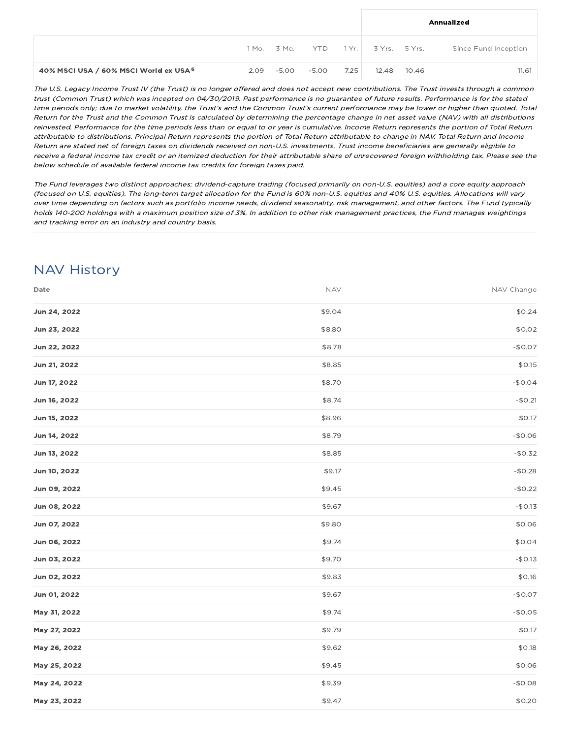| | | | | | Annualized | | |
|---|---|---|---|---|---|---|---|
| | 1 Mo. | 3 Mo. | YTD | 1 Yr. | 3 Yrs. | 5 Yrs. | Since Fund Inception |
| **40% MSCI USA / 60% MSCI World ex USA [6]** | 2.09 | -5.00 | -5.00 | 7.25 | 12.48 | 10.46 | 11.61 |

*The U.S. Legacy Income Trust IV (the Trust) is no longer offered and does not accept new contributions. The Trust invests through a common trust (Common Trust) which was incepted on 04/30/2019. Past performance is no guarantee of future results. Performance is for the stated time periods only; due to market volatility, the Trust's and the Common Trust's current performance may be lower or higher than quoted. Total Return for the Trust and the Common Trust is calculated by determining the percentage change in net asset value (NAV) with all distributions reinvested. Performance for the time periods less than or equal to or year is cumulative. Income Return represents the portion of Total Return attributable to distributions. Principal Return represents the portion of Total Return attributable to change in NAV. Total Return and Income Return are stated net of foreign taxes on dividends received on non-U.S. investments. Trust income beneficiaries are generally eligible to receive a federal income tax credit or an itemized deduction for their attributable share of unrecovered foreign withholding tax. Please see the below schedule of available federal income tax credits for foreign taxes paid.*

*The Fund leverages two distinct approaches: dividend-capture trading (focused primarily on non-U.S. equities) and a core equity approach (focused on U.S. equities). The long-term target allocation for the Fund is 60% non-U.S. equities and 40% U.S. equities. Allocations will vary over time depending on factors such as portfolio income needs, dividend seasonality, risk management, and other factors. The Fund typically holds 140-200 holdings with a maximum position size of 3%. In addition to other risk management practices, the Fund manages weightings and tracking error on an industry and country basis.*

## NAV History

| Date | NAV | NAV Change |
|---|---|---|
| **Jun 24, 2022** | $9.04 | $0.24 |
| **Jun 23, 2022** | $8.80 | $0.02 |
| **Jun 22, 2022** | $8.78 | -$0.07 |
| **Jun 21, 2022** | $8.85 | $0.15 |
| **Jun 17, 2022** | $8.70 | -$0.04 |
| **Jun 16, 2022** | $8.74 | -$0.21 |
| **Jun 15, 2022** | $8.96 | $0.17 |
| **Jun 14, 2022** | $8.79 | -$0.06 |
| **Jun 13, 2022** | $8.85 | -$0.32 |
| **Jun 10, 2022** | $9.17 | -$0.28 |
| **Jun 09, 2022** | $9.45 | -$0.22 |
| **Jun 08, 2022** | $9.67 | -$0.13 |
| **Jun 07, 2022** | $9.80 | $0.06 |
| **Jun 06, 2022** | $9.74 | $0.04 |
| **Jun 03, 2022** | $9.70 | -$0.13 |
| **Jun 02, 2022** | $9.83 | $0.16 |
| **Jun 01, 2022** | $9.67 | -$0.07 |
| **May 31, 2022** | $9.74 | -$0.05 |
| **May 27, 2022** | $9.79 | $0.17 |
| **May 26, 2022** | $9.62 | $0.18 |
| **May 25, 2022** | $9.45 | $0.06 |
| **May 24, 2022** | $9.39 | -$0.08 |
| **May 23, 2022** | $9.47 | $0.20 |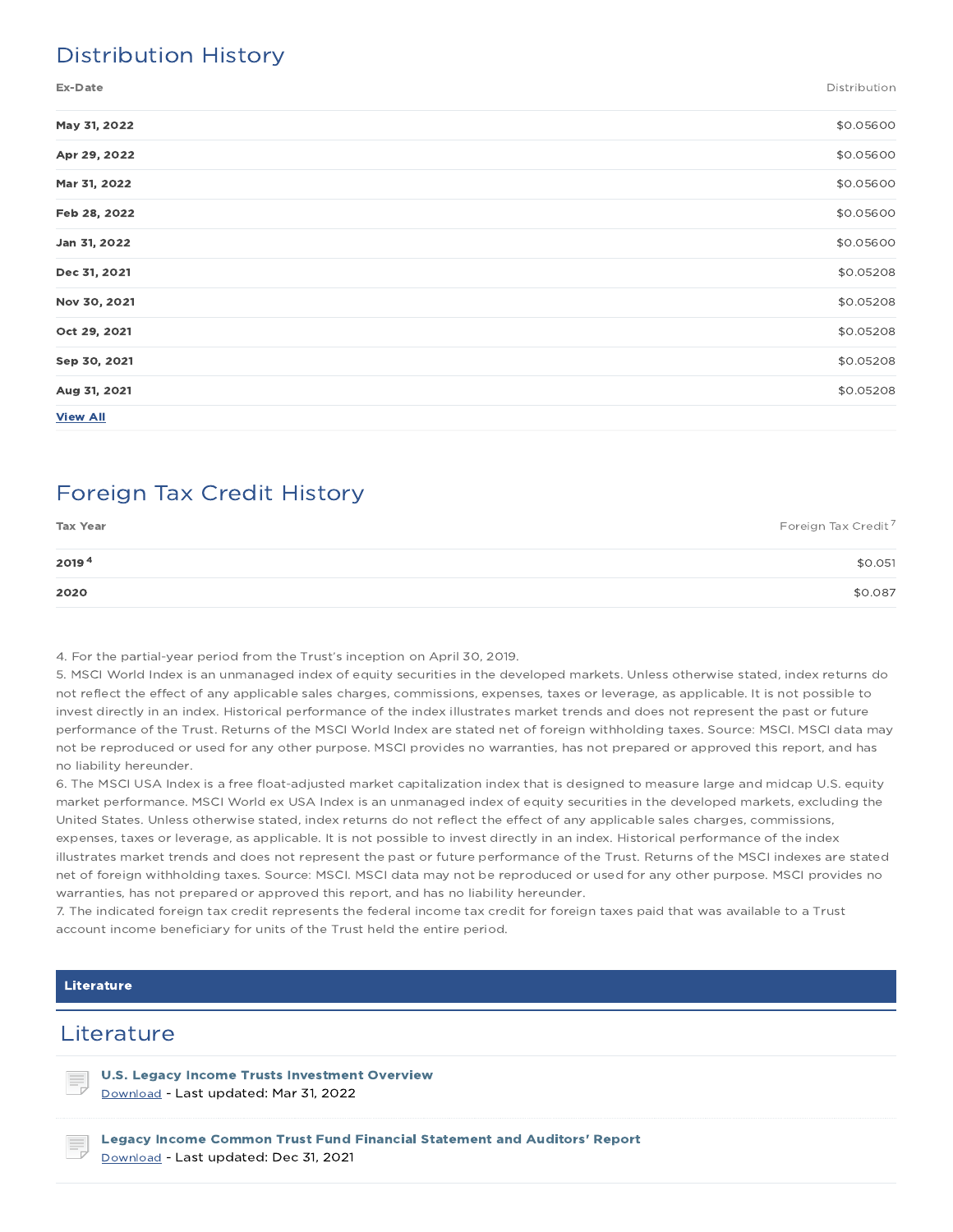## Distribution History

| Ex-Date | Distribution |
|---|---|
| **May 31, 2022** | $0.05600 |
| **Apr 29, 2022** | $0.05600 |
| **Mar 31, 2022** | $0.05600 |
| **Feb 28, 2022** | $0.05600 |
| **Jan 31, 2022** | $0.05600 |
| **Dec 31, 2021** | $0.05208 |
| **Nov 30, 2021** | $0.05208 |
| **Oct 29, 2021** | $0.05208 |
| **Sep 30, 2021** | $0.05208 |
| **Aug 31, 2021** | $0.05208 |

**View All**

## Foreign Tax Credit History

| Tax Year | Foreign Tax Credit[7] |
|---|---|
| **2019**[4] | $0.051 |
| **2020** | $0.087 |

4. For the partial-year period from the Trust's inception on April 30, 2019.
5. MSCI World Index is an unmanaged index of equity securities in the developed markets. Unless otherwise stated, index returns do not reflect the effect of any applicable sales charges, commissions, expenses, taxes or leverage, as applicable. It is not possible to invest directly in an index. Historical performance of the index illustrates market trends and does not represent the past or future performance of the Trust. Returns of the MSCI World Index are stated net of foreign withholding taxes. Source: MSCI. MSCI data may not be reproduced or used for any other purpose. MSCI provides no warranties, has not prepared or approved this report, and has no liability hereunder.
6. The MSCI USA Index is a free float-adjusted market capitalization index that is designed to measure large and midcap U.S. equity market performance. MSCI World ex USA Index is an unmanaged index of equity securities in the developed markets, excluding the United States. Unless otherwise stated, index returns do not reflect the effect of any applicable sales charges, commissions, expenses, taxes or leverage, as applicable. It is not possible to invest directly in an index. Historical performance of the index illustrates market trends and does not represent the past or future performance of the Trust. Returns of the MSCI indexes are stated net of foreign withholding taxes. Source: MSCI. MSCI data may not be reproduced or used for any other purpose. MSCI provides no warranties, has not prepared or approved this report, and has no liability hereunder.
7. The indicated foreign tax credit represents the federal income tax credit for foreign taxes paid that was available to a Trust account income beneficiary for units of the Trust held the entire period.

**Literature**

## Literature

**U.S. Legacy Income Trusts Investment Overview**
Download - Last updated: Mar 31, 2022

**Legacy Income Common Trust Fund Financial Statement and Auditors' Report**
Download - Last updated: Dec 31, 2021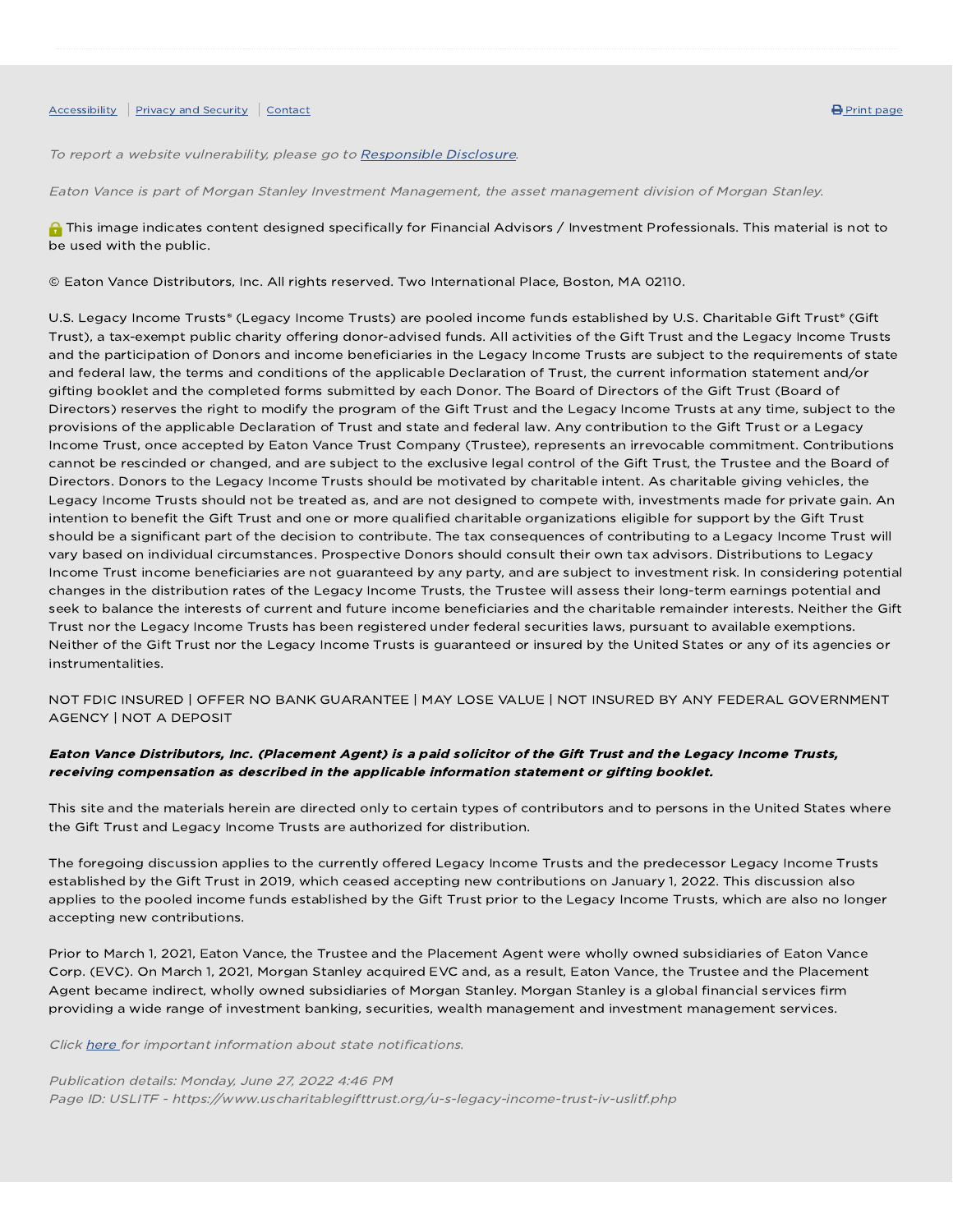Accessibility | Privacy and Security | Contact

Print page

*To report a website vulnerability, please go to Responsible Disclosure.*

*Eaton Vance is part of Morgan Stanley Investment Management, the asset management division of Morgan Stanley.*

This image indicates content designed specifically for Financial Advisors / Investment Professionals. This material is not to be used with the public.

© Eaton Vance Distributors, Inc. All rights reserved. Two International Place, Boston, MA 02110.

U.S. Legacy Income Trusts® (Legacy Income Trusts) are pooled income funds established by U.S. Charitable Gift Trust® (Gift Trust), a tax-exempt public charity offering donor-advised funds. All activities of the Gift Trust and the Legacy Income Trusts and the participation of Donors and income beneficiaries in the Legacy Income Trusts are subject to the requirements of state and federal law, the terms and conditions of the applicable Declaration of Trust, the current information statement and/or gifting booklet and the completed forms submitted by each Donor. The Board of Directors of the Gift Trust (Board of Directors) reserves the right to modify the program of the Gift Trust and the Legacy Income Trusts at any time, subject to the provisions of the applicable Declaration of Trust and state and federal law. Any contribution to the Gift Trust or a Legacy Income Trust, once accepted by Eaton Vance Trust Company (Trustee), represents an irrevocable commitment. Contributions cannot be rescinded or changed, and are subject to the exclusive legal control of the Gift Trust, the Trustee and the Board of Directors. Donors to the Legacy Income Trusts should be motivated by charitable intent. As charitable giving vehicles, the Legacy Income Trusts should not be treated as, and are not designed to compete with, investments made for private gain. An intention to benefit the Gift Trust and one or more qualified charitable organizations eligible for support by the Gift Trust should be a significant part of the decision to contribute. The tax consequences of contributing to a Legacy Income Trust will vary based on individual circumstances. Prospective Donors should consult their own tax advisors. Distributions to Legacy Income Trust income beneficiaries are not guaranteed by any party, and are subject to investment risk. In considering potential changes in the distribution rates of the Legacy Income Trusts, the Trustee will assess their long-term earnings potential and seek to balance the interests of current and future income beneficiaries and the charitable remainder interests. Neither the Gift Trust nor the Legacy Income Trusts has been registered under federal securities laws, pursuant to available exemptions. Neither of the Gift Trust nor the Legacy Income Trusts is guaranteed or insured by the United States or any of its agencies or instrumentalities.

NOT FDIC INSURED | OFFER NO BANK GUARANTEE | MAY LOSE VALUE | NOT INSURED BY ANY FEDERAL GOVERNMENT AGENCY | NOT A DEPOSIT

***Eaton Vance Distributors, Inc. (Placement Agent) is a paid solicitor of the Gift Trust and the Legacy Income Trusts, receiving compensation as described in the applicable information statement or gifting booklet.***

This site and the materials herein are directed only to certain types of contributors and to persons in the United States where the Gift Trust and Legacy Income Trusts are authorized for distribution.

The foregoing discussion applies to the currently offered Legacy Income Trusts and the predecessor Legacy Income Trusts established by the Gift Trust in 2019, which ceased accepting new contributions on January 1, 2022. This discussion also applies to the pooled income funds established by the Gift Trust prior to the Legacy Income Trusts, which are also no longer accepting new contributions.

Prior to March 1, 2021, Eaton Vance, the Trustee and the Placement Agent were wholly owned subsidiaries of Eaton Vance Corp. (EVC). On March 1, 2021, Morgan Stanley acquired EVC and, as a result, Eaton Vance, the Trustee and the Placement Agent became indirect, wholly owned subsidiaries of Morgan Stanley. Morgan Stanley is a global financial services firm providing a wide range of investment banking, securities, wealth management and investment management services.

*Click here for important information about state notifications.*

*Publication details: Monday, June 27, 2022 4:46 PM*
*Page ID: USLITF - https://www.uscharitablegifttrust.org/u-s-legacy-income-trust-iv-uslitf.php*